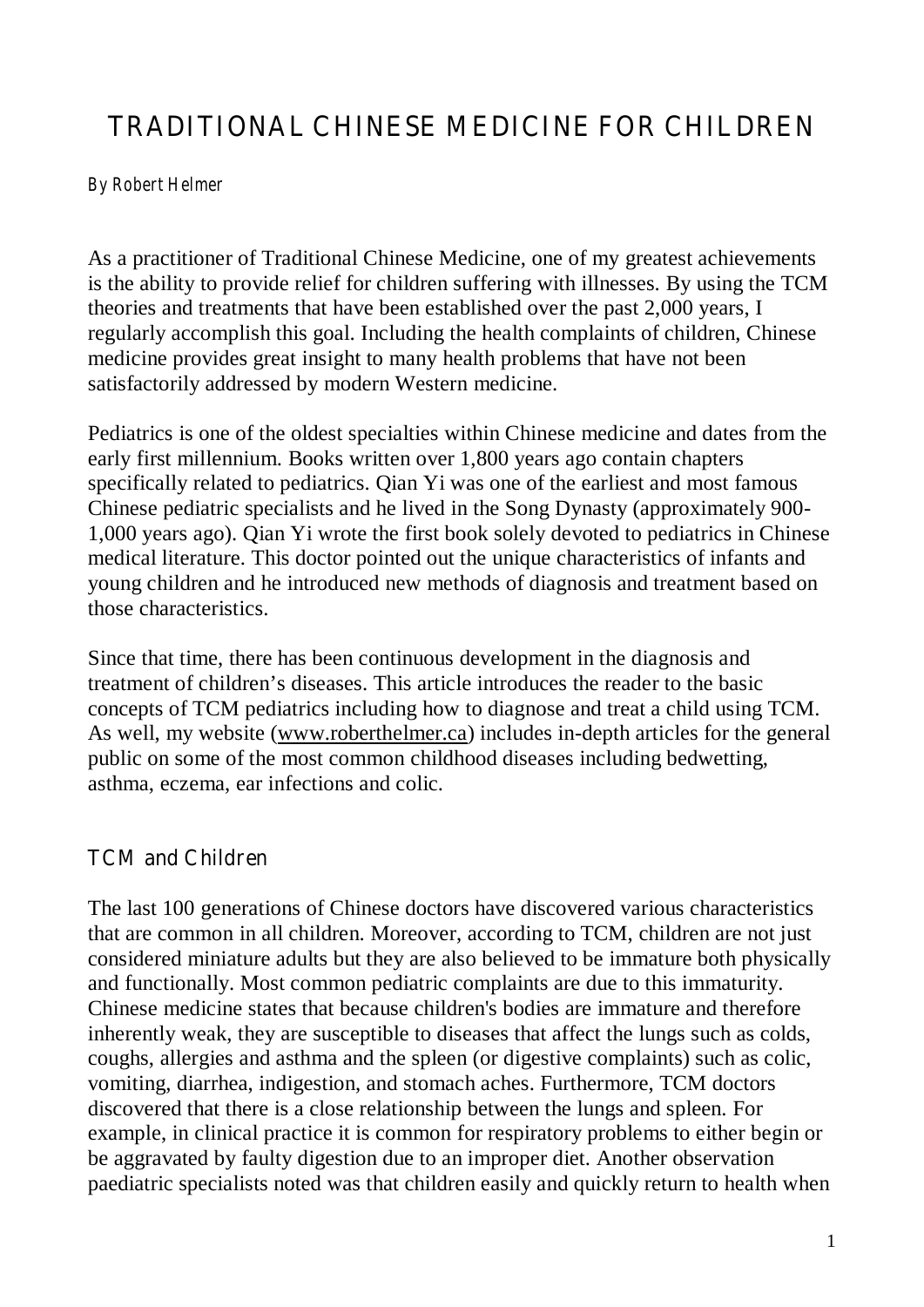# TRADITIONAL CHINESE MEDICINE FOR CHILDREN

By Robert Helmer

As a practitioner of Traditional Chinese Medicine, one of my greatest achievements is the ability to provide relief for children suffering with illnesses. By using the TCM theories and treatments that have been established over the past 2,000 years, I regularly accomplish this goal. Including the health complaints of children, Chinese medicine provides great insight to many health problems that have not been satisfactorily addressed by modern Western medicine.

Pediatrics is one of the oldest specialties within Chinese medicine and dates from the early first millennium. Books written over 1,800 years ago contain chapters specifically related to pediatrics. Qian Yi was one of the earliest and most famous Chinese pediatric specialists and he lived in the Song Dynasty (approximately 900-1,000 years ago). Qian Yi wrote the first book solely devoted to pediatrics in Chinese medical literature. This doctor pointed out the unique characteristics of infants and young children and he introduced new methods of diagnosis and treatment based on those characteristics.

Since that time, there has been continuous development in the diagnosis and treatment of children's diseases. This article introduces the reader to the basic concepts of TCM pediatrics including how to diagnose and treat a child using TCM. As well, my website (www.roberthelmer.ca) includes in-depth articles for the general public on some of the most common childhood diseases including bedwetting, asthma, eczema, ear infections and colic.

## TCM and Children

The last 100 generations of Chinese doctors have discovered various characteristics that are common in all children. Moreover, according to TCM, children are not just considered miniature adults but they are also believed to be immature both physically and functionally. Most common pediatric complaints are due to this immaturity. Chinese medicine states that because children's bodies are immature and therefore inherently weak, they are susceptible to diseases that affect the lungs such as colds, coughs, allergies and asthma and the spleen (or digestive complaints) such as colic, vomiting, diarrhea, indigestion, and stomach aches. Furthermore, TCM doctors discovered that there is a close relationship between the lungs and spleen. For example, in clinical practice it is common for respiratory problems to either begin or be aggravated by faulty digestion due to an improper diet. Another observation paediatric specialists noted was that children easily and quickly return to health when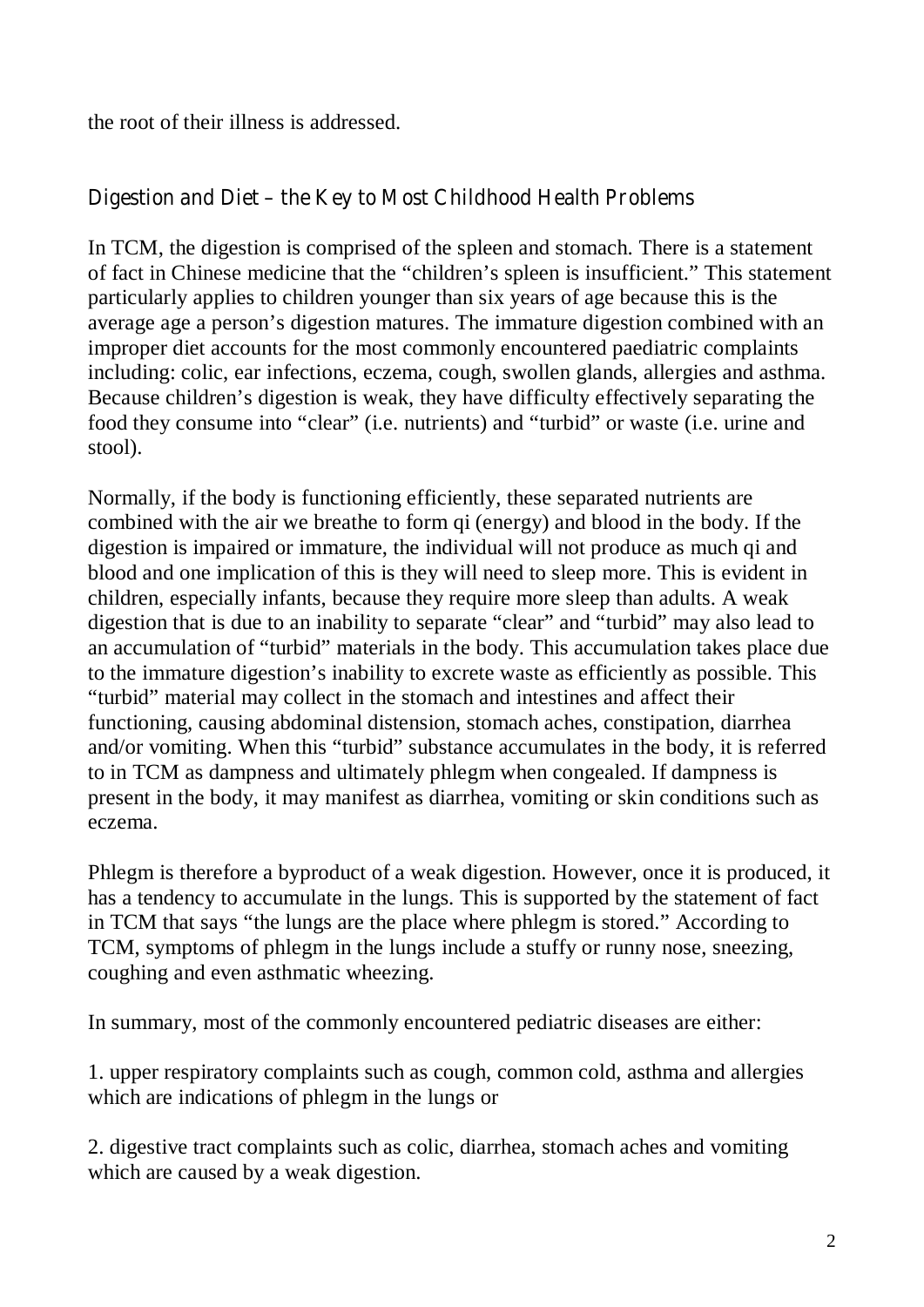the root of their illness is addressed.

## Digestion and Diet – the Key to Most Childhood Health Problems

In TCM, the digestion is comprised of the spleen and stomach. There is a statement of fact in Chinese medicine that the "children's spleen is insufficient." This statement particularly applies to children younger than six years of age because this is the average age a person's digestion matures. The immature digestion combined with an improper diet accounts for the most commonly encountered paediatric complaints including: colic, ear infections, eczema, cough, swollen glands, allergies and asthma. Because children's digestion is weak, they have difficulty effectively separating the food they consume into "clear" (i.e. nutrients) and "turbid" or waste (i.e. urine and stool).

Normally, if the body is functioning efficiently, these separated nutrients are combined with the air we breathe to form qi (energy) and blood in the body. If the digestion is impaired or immature, the individual will not produce as much qi and blood and one implication of this is they will need to sleep more. This is evident in children, especially infants, because they require more sleep than adults. A weak digestion that is due to an inability to separate "clear" and "turbid" may also lead to an accumulation of "turbid" materials in the body. This accumulation takes place due to the immature digestion's inability to excrete waste as efficiently as possible. This "turbid" material may collect in the stomach and intestines and affect their functioning, causing abdominal distension, stomach aches, constipation, diarrhea and/or vomiting. When this "turbid" substance accumulates in the body, it is referred to in TCM as dampness and ultimately phlegm when congealed. If dampness is present in the body, it may manifest as diarrhea, vomiting or skin conditions such as eczema.

Phlegm is therefore a byproduct of a weak digestion. However, once it is produced, it has a tendency to accumulate in the lungs. This is supported by the statement of fact in TCM that says "the lungs are the place where phlegm is stored." According to TCM, symptoms of phlegm in the lungs include a stuffy or runny nose, sneezing, coughing and even asthmatic wheezing.

In summary, most of the commonly encountered pediatric diseases are either:

1. upper respiratory complaints such as cough, common cold, asthma and allergies which are indications of phlegm in the lungs or

2. digestive tract complaints such as colic, diarrhea, stomach aches and vomiting which are caused by a weak digestion.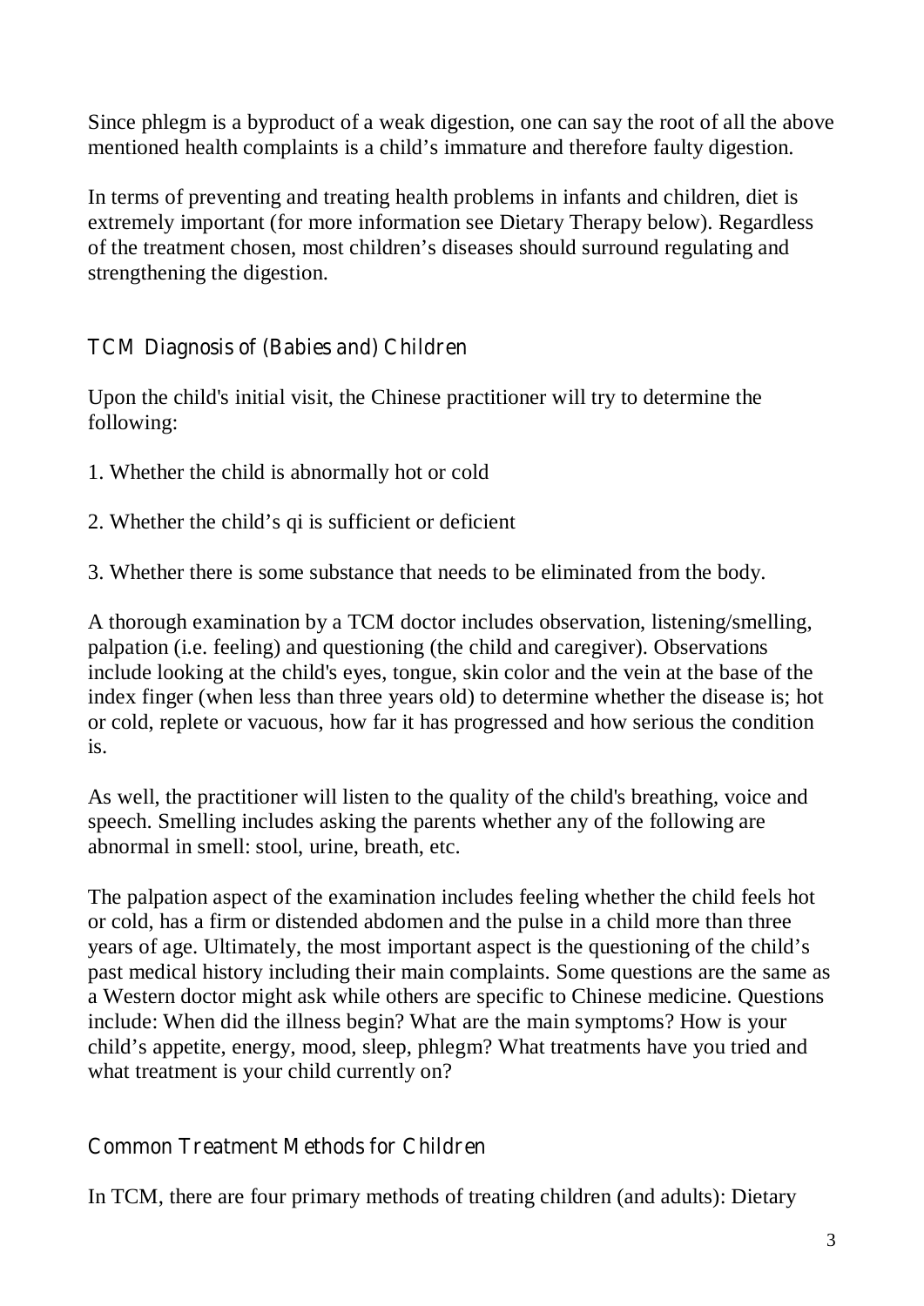Since phlegm is a byproduct of a weak digestion, one can say the root of all the above mentioned health complaints is a child's immature and therefore faulty digestion.

In terms of preventing and treating health problems in infants and children, diet is extremely important (for more information see Dietary Therapy below). Regardless of the treatment chosen, most children's diseases should surround regulating and strengthening the digestion.

## TCM Diagnosis of (Babies and) Children

Upon the child's initial visit, the Chinese practitioner will try to determine the following:

1. Whether the child is abnormally hot or cold

2. Whether the child's qi is sufficient or deficient

3. Whether there is some substance that needs to be eliminated from the body.

A thorough examination by a TCM doctor includes observation, listening/smelling, palpation (i.e. feeling) and questioning (the child and caregiver). Observations include looking at the child's eyes, tongue, skin color and the vein at the base of the index finger (when less than three years old) to determine whether the disease is; hot or cold, replete or vacuous, how far it has progressed and how serious the condition is.

As well, the practitioner will listen to the quality of the child's breathing, voice and speech. Smelling includes asking the parents whether any of the following are abnormal in smell: stool, urine, breath, etc.

The palpation aspect of the examination includes feeling whether the child feels hot or cold, has a firm or distended abdomen and the pulse in a child more than three years of age. Ultimately, the most important aspect is the questioning of the child's past medical history including their main complaints. Some questions are the same as a Western doctor might ask while others are specific to Chinese medicine. Questions include: When did the illness begin? What are the main symptoms? How is your child's appetite, energy, mood, sleep, phlegm? What treatments have you tried and what treatment is your child currently on?

## Common Treatment Methods for Children

In TCM, there are four primary methods of treating children (and adults): Dietary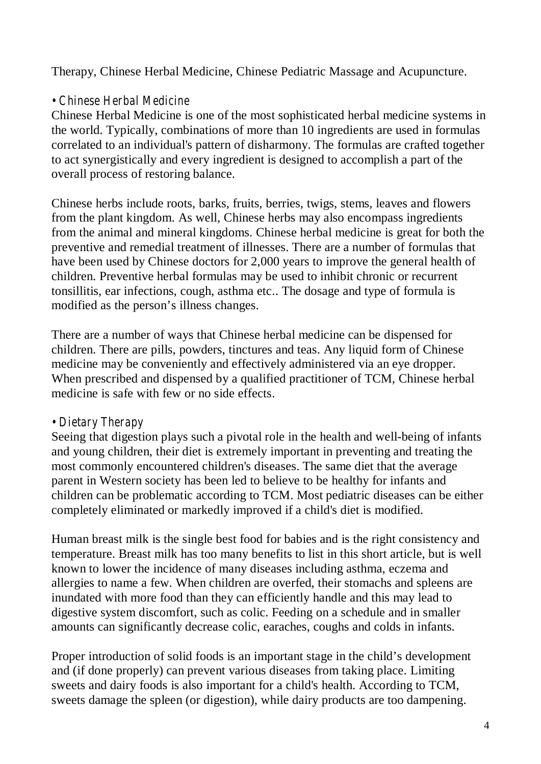Therapy, Chinese Herbal Medicine, Chinese Pediatric Massage and Acupuncture.

### • Chinese Herbal Medicine

Chinese Herbal Medicine is one of the most sophisticated herbal medicine systems in the world. Typically, combinations of more than 10 ingredients are used in formulas correlated to an individual's pattern of disharmony. The formulas are crafted together to act synergistically and every ingredient is designed to accomplish a part of the overall process of restoring balance.

Chinese herbs include roots, barks, fruits, berries, twigs, stems, leaves and flowers from the plant kingdom. As well, Chinese herbs may also encompass ingredients from the animal and mineral kingdoms. Chinese herbal medicine is great for both the preventive and remedial treatment of illnesses. There are a number of formulas that have been used by Chinese doctors for 2,000 years to improve the general health of children. Preventive herbal formulas may be used to inhibit chronic or recurrent tonsillitis, ear infections, cough, asthma etc.. The dosage and type of formula is modified as the person's illness changes.

There are a number of ways that Chinese herbal medicine can be dispensed for children. There are pills, powders, tinctures and teas. Any liquid form of Chinese medicine may be conveniently and effectively administered via an eye dropper. When prescribed and dispensed by a qualified practitioner of TCM, Chinese herbal medicine is safe with few or no side effects.

### • Dietary Therapy

Seeing that digestion plays such a pivotal role in the health and well-being of infants and young children, their diet is extremely important in preventing and treating the most commonly encountered children's diseases. The same diet that the average parent in Western society has been led to believe to be healthy for infants and children can be problematic according to TCM. Most pediatric diseases can be either completely eliminated or markedly improved if a child's diet is modified.

Human breast milk is the single best food for babies and is the right consistency and temperature. Breast milk has too many benefits to list in this short article, but is well known to lower the incidence of many diseases including asthma, eczema and allergies to name a few. When children are overfed, their stomachs and spleens are inundated with more food than they can efficiently handle and this may lead to digestive system discomfort, such as colic. Feeding on a schedule and in smaller amounts can significantly decrease colic, earaches, coughs and colds in infants.

Proper introduction of solid foods is an important stage in the child's development and (if done properly) can prevent various diseases from taking place. Limiting sweets and dairy foods is also important for a child's health. According to TCM, sweets damage the spleen (or digestion), while dairy products are too dampening.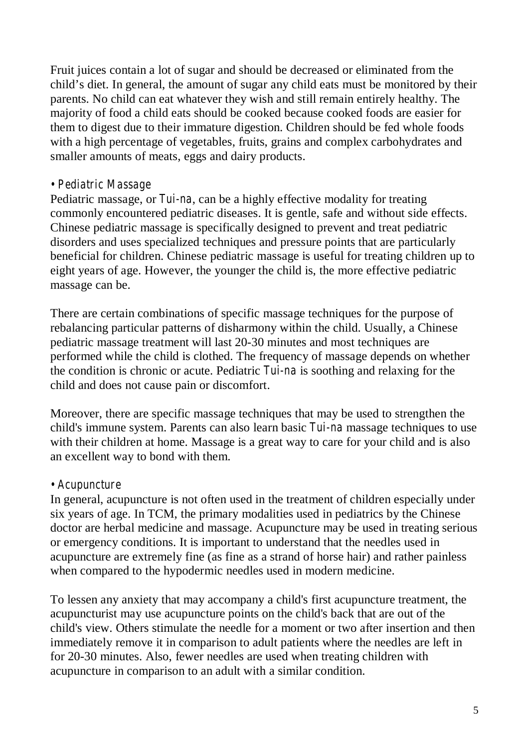Fruit juices contain a lot of sugar and should be decreased or eliminated from the child's diet. In general, the amount of sugar any child eats must be monitored by their parents. No child can eat whatever they wish and still remain entirely healthy. The majority of food a child eats should be cooked because cooked foods are easier for them to digest due to their immature digestion. Children should be fed whole foods with a high percentage of vegetables, fruits, grains and complex carbohydrates and smaller amounts of meats, eggs and dairy products.

### • Pediatric Massage

Pediatric massage, or *Tui-na*, can be a highly effective modality for treating commonly encountered pediatric diseases. It is gentle, safe and without side effects. Chinese pediatric massage is specifically designed to prevent and treat pediatric disorders and uses specialized techniques and pressure points that are particularly beneficial for children. Chinese pediatric massage is useful for treating children up to eight years of age. However, the younger the child is, the more effective pediatric massage can be.

There are certain combinations of specific massage techniques for the purpose of rebalancing particular patterns of disharmony within the child. Usually, a Chinese pediatric massage treatment will last 20-30 minutes and most techniques are performed while the child is clothed. The frequency of massage depends on whether the condition is chronic or acute. Pediatric *Tui-na* is soothing and relaxing for the child and does not cause pain or discomfort.

Moreover, there are specific massage techniques that may be used to strengthen the child's immune system. Parents can also learn basic *Tui-na* massage techniques to use with their children at home. Massage is a great way to care for your child and is also an excellent way to bond with them.

### • Acupuncture

In general, acupuncture is not often used in the treatment of children especially under six years of age. In TCM, the primary modalities used in pediatrics by the Chinese doctor are herbal medicine and massage. Acupuncture may be used in treating serious or emergency conditions. It is important to understand that the needles used in acupuncture are extremely fine (as fine as a strand of horse hair) and rather painless when compared to the hypodermic needles used in modern medicine.

To lessen any anxiety that may accompany a child's first acupuncture treatment, the acupuncturist may use acupuncture points on the child's back that are out of the child's view. Others stimulate the needle for a moment or two after insertion and then immediately remove it in comparison to adult patients where the needles are left in for 20-30 minutes. Also, fewer needles are used when treating children with acupuncture in comparison to an adult with a similar condition.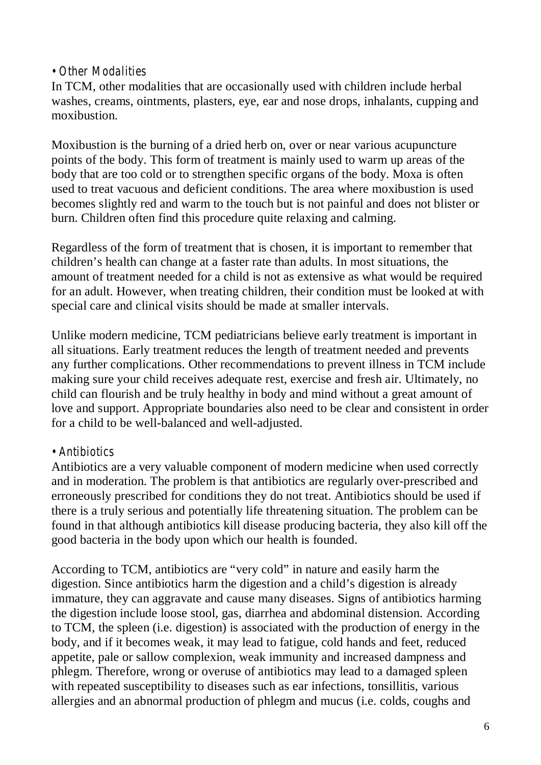### • Other Modalities

In TCM, other modalities that are occasionally used with children include herbal washes, creams, ointments, plasters, eye, ear and nose drops, inhalants, cupping and moxibustion.

Moxibustion is the burning of a dried herb on, over or near various acupuncture points of the body. This form of treatment is mainly used to warm up areas of the body that are too cold or to strengthen specific organs of the body. Moxa is often used to treat vacuous and deficient conditions. The area where moxibustion is used becomes slightly red and warm to the touch but is not painful and does not blister or burn. Children often find this procedure quite relaxing and calming.

Regardless of the form of treatment that is chosen, it is important to remember that children's health can change at a faster rate than adults. In most situations, the amount of treatment needed for a child is not as extensive as what would be required for an adult. However, when treating children, their condition must be looked at with special care and clinical visits should be made at smaller intervals.

Unlike modern medicine, TCM pediatricians believe early treatment is important in all situations. Early treatment reduces the length of treatment needed and prevents any further complications. Other recommendations to prevent illness in TCM include making sure your child receives adequate rest, exercise and fresh air. Ultimately, no child can flourish and be truly healthy in body and mind without a great amount of love and support. Appropriate boundaries also need to be clear and consistent in order for a child to be well-balanced and well-adjusted.

### • Antibiotics

Antibiotics are a very valuable component of modern medicine when used correctly and in moderation. The problem is that antibiotics are regularly over-prescribed and erroneously prescribed for conditions they do not treat. Antibiotics should be used if there is a truly serious and potentially life threatening situation. The problem can be found in that although antibiotics kill disease producing bacteria, they also kill off the good bacteria in the body upon which our health is founded.

According to TCM, antibiotics are "very cold" in nature and easily harm the digestion. Since antibiotics harm the digestion and a child's digestion is already immature, they can aggravate and cause many diseases. Signs of antibiotics harming the digestion include loose stool, gas, diarrhea and abdominal distension. According to TCM, the spleen (i.e. digestion) is associated with the production of energy in the body, and if it becomes weak, it may lead to fatigue, cold hands and feet, reduced appetite, pale or sallow complexion, weak immunity and increased dampness and phlegm. Therefore, wrong or overuse of antibiotics may lead to a damaged spleen with repeated susceptibility to diseases such as ear infections, tonsillitis, various allergies and an abnormal production of phlegm and mucus (i.e. colds, coughs and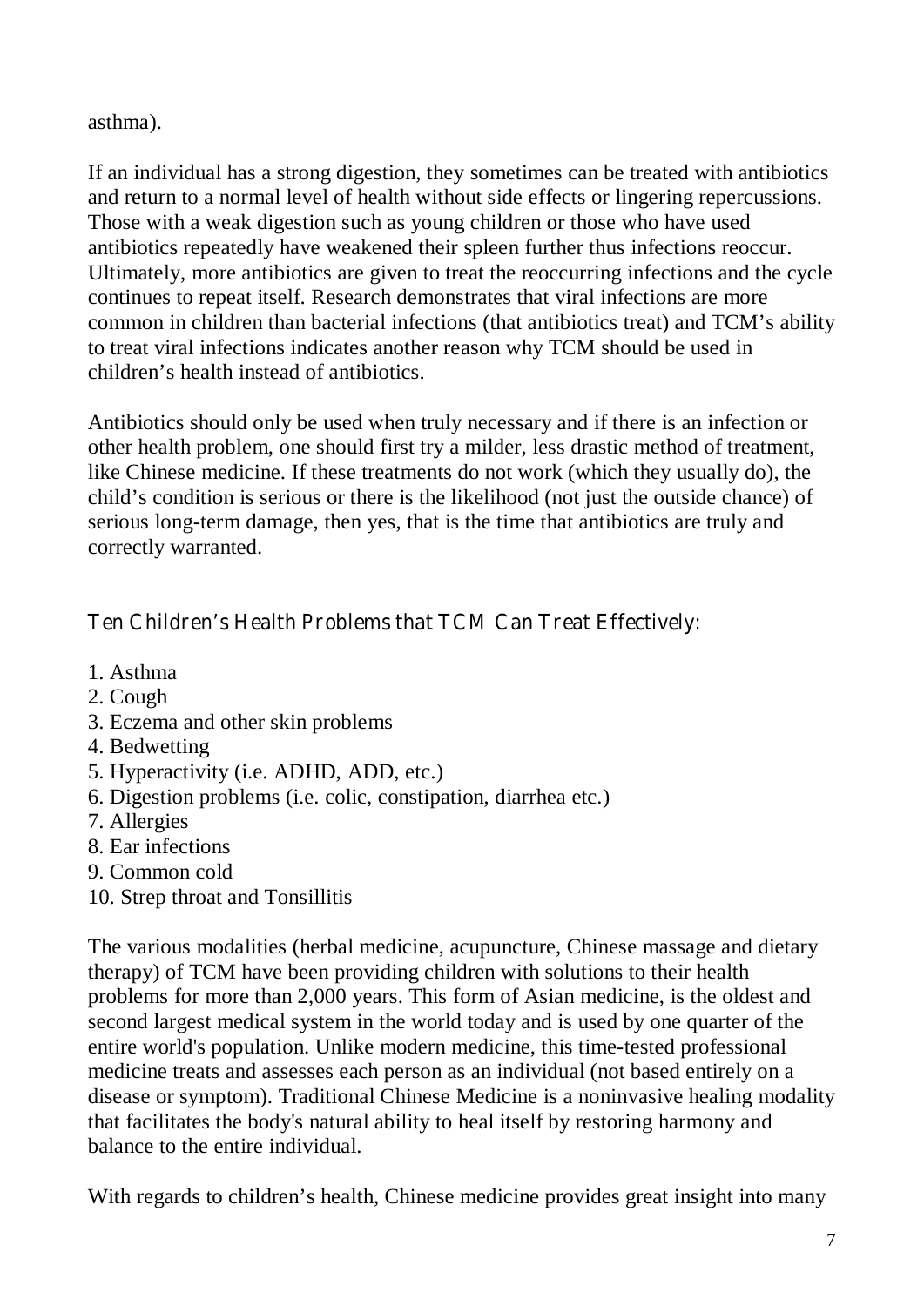asthma).

If an individual has a strong digestion, they sometimes can be treated with antibiotics and return to a normal level of health without side effects or lingering repercussions. Those with a weak digestion such as young children or those who have used antibiotics repeatedly have weakened their spleen further thus infections reoccur. Ultimately, more antibiotics are given to treat the reoccurring infections and the cycle continues to repeat itself. Research demonstrates that viral infections are more common in children than bacterial infections (that antibiotics treat) and TCM's ability to treat viral infections indicates another reason why TCM should be used in children's health instead of antibiotics.

Antibiotics should only be used when truly necessary and if there is an infection or other health problem, one should first try a milder, less drastic method of treatment, like Chinese medicine. If these treatments do not work (which they usually do), the child's condition is serious or there is the likelihood (not just the outside chance) of serious long-term damage, then yes, that is the time that antibiotics are truly and correctly warranted.

## Ten Children's Health Problems that TCM Can Treat Effectively:

1. Asthma
2. Cough
3. Eczema and other skin problems
4. Bedwetting
5. Hyperactivity (i.e. ADHD, ADD, etc.)
6. Digestion problems (i.e. colic, constipation, diarrhea etc.)
7. Allergies
8. Ear infections
9. Common cold
10. Strep throat and Tonsillitis

The various modalities (herbal medicine, acupuncture, Chinese massage and dietary therapy) of TCM have been providing children with solutions to their health problems for more than 2,000 years. This form of Asian medicine, is the oldest and second largest medical system in the world today and is used by one quarter of the entire world's population. Unlike modern medicine, this time-tested professional medicine treats and assesses each person as an individual (not based entirely on a disease or symptom). Traditional Chinese Medicine is a noninvasive healing modality that facilitates the body's natural ability to heal itself by restoring harmony and balance to the entire individual.

With regards to children's health, Chinese medicine provides great insight into many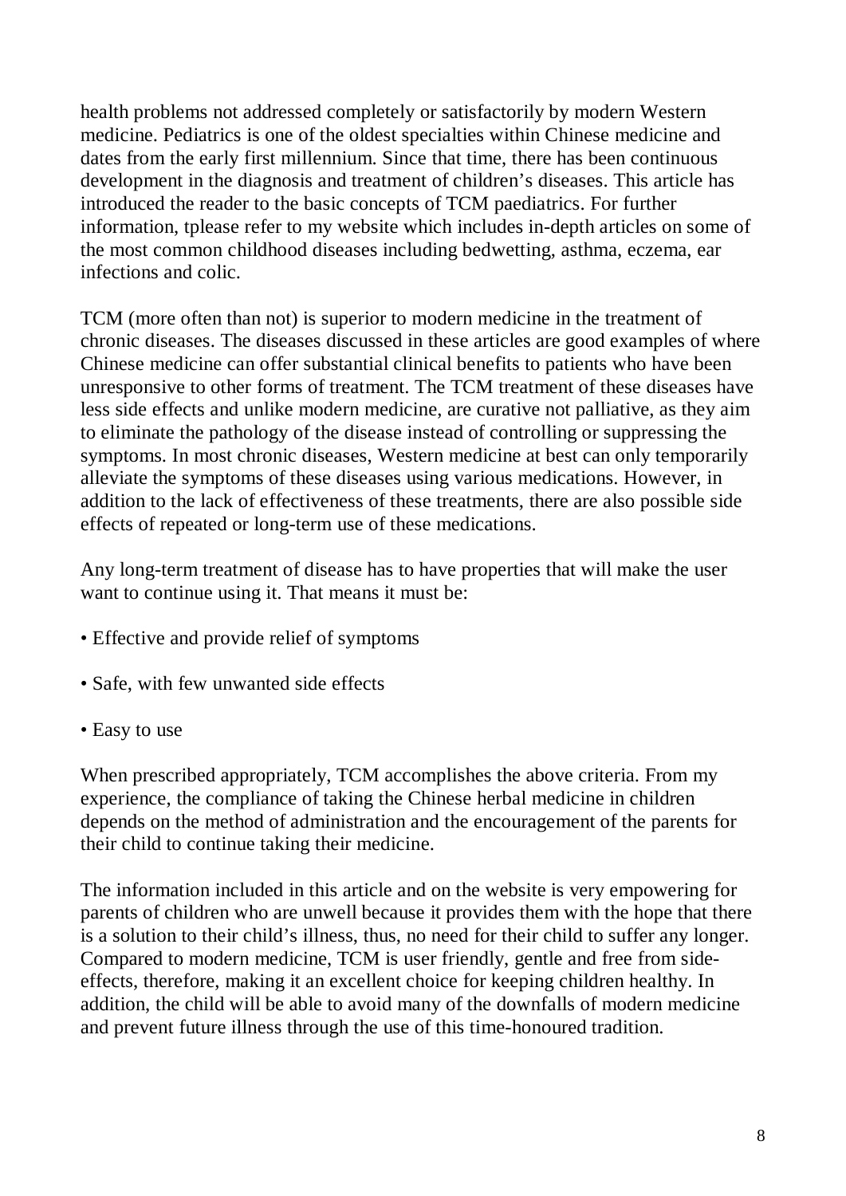health problems not addressed completely or satisfactorily by modern Western medicine. Pediatrics is one of the oldest specialties within Chinese medicine and dates from the early first millennium. Since that time, there has been continuous development in the diagnosis and treatment of children's diseases. This article has introduced the reader to the basic concepts of TCM paediatrics. For further information, tplease refer to my website which includes in-depth articles on some of the most common childhood diseases including bedwetting, asthma, eczema, ear infections and colic.

TCM (more often than not) is superior to modern medicine in the treatment of chronic diseases. The diseases discussed in these articles are good examples of where Chinese medicine can offer substantial clinical benefits to patients who have been unresponsive to other forms of treatment. The TCM treatment of these diseases have less side effects and unlike modern medicine, are curative not palliative, as they aim to eliminate the pathology of the disease instead of controlling or suppressing the symptoms. In most chronic diseases, Western medicine at best can only temporarily alleviate the symptoms of these diseases using various medications. However, in addition to the lack of effectiveness of these treatments, there are also possible side effects of repeated or long-term use of these medications.

Any long-term treatment of disease has to have properties that will make the user want to continue using it. That means it must be:

- Effective and provide relief of symptoms
- Safe, with few unwanted side effects
- Easy to use

When prescribed appropriately, TCM accomplishes the above criteria. From my experience, the compliance of taking the Chinese herbal medicine in children depends on the method of administration and the encouragement of the parents for their child to continue taking their medicine.

The information included in this article and on the website is very empowering for parents of children who are unwell because it provides them with the hope that there is a solution to their child's illness, thus, no need for their child to suffer any longer. Compared to modern medicine, TCM is user friendly, gentle and free from side-effects, therefore, making it an excellent choice for keeping children healthy. In addition, the child will be able to avoid many of the downfalls of modern medicine and prevent future illness through the use of this time-honoured tradition.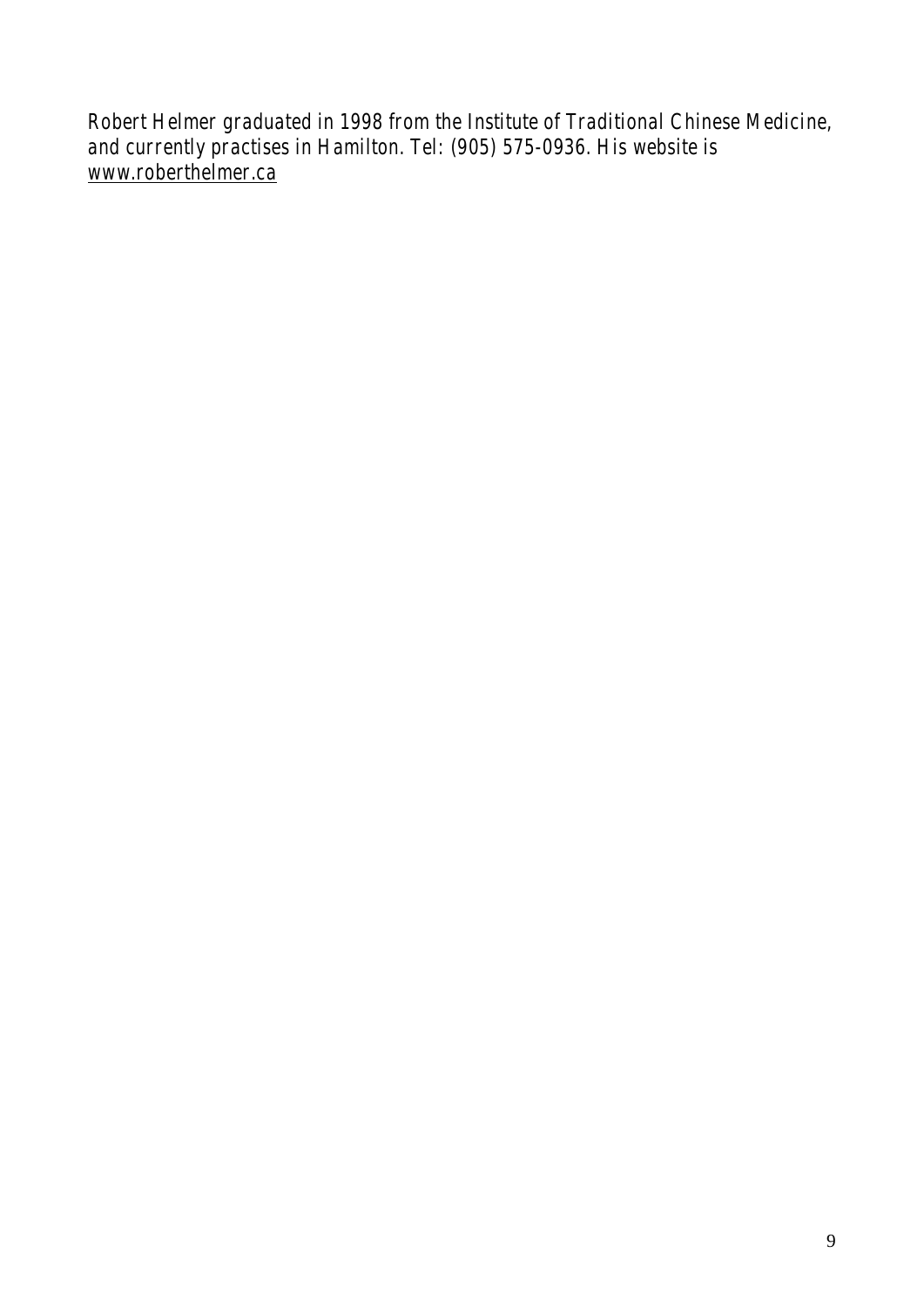*Robert Helmer graduated in 1998 from the Institute of Traditional Chinese Medicine, and currently practises in Hamilton. Tel: (905) 575-0936. His website is www.roberthelmer.ca*